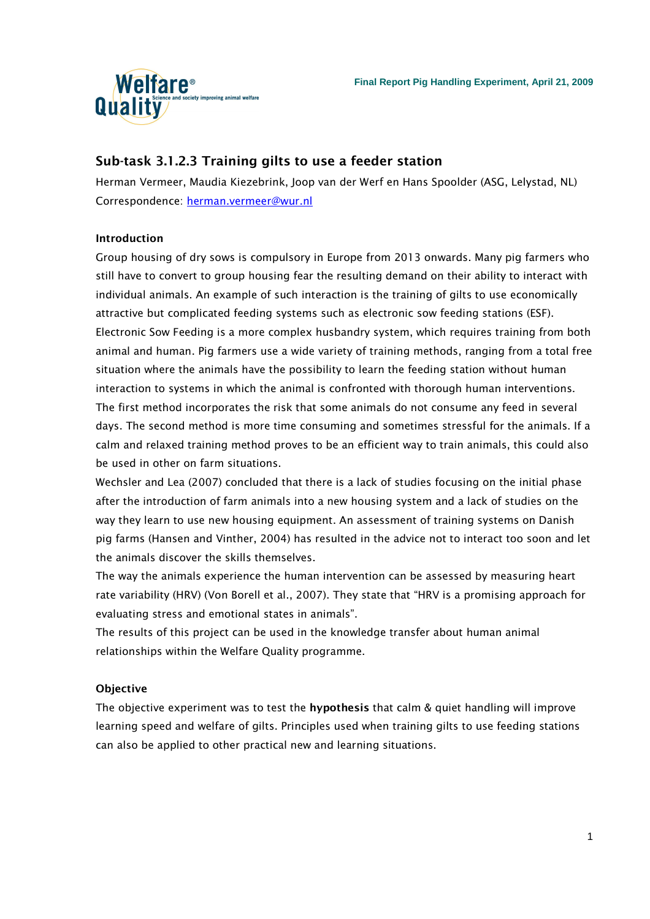## Sub-task 3.1.2.3 Training gilts to use a feeder station

Herman Vermeer, Maudia Kiezebrink, Joop van der Werf en Hans Spoolder (ASG, Lelystad, NL)
Correspondence: herman.vermeer@wur.nl

### Introduction

Group housing of dry sows is compulsory in Europe from 2013 onwards. Many pig farmers who still have to convert to group housing fear the resulting demand on their ability to interact with individual animals. An example of such interaction is the training of gilts to use economically attractive but complicated feeding systems such as electronic sow feeding stations (ESF).
Electronic Sow Feeding is a more complex husbandry system, which requires training from both animal and human. Pig farmers use a wide variety of training methods, ranging from a total free situation where the animals have the possibility to learn the feeding station without human interaction to systems in which the animal is confronted with thorough human interventions. The first method incorporates the risk that some animals do not consume any feed in several days. The second method is more time consuming and sometimes stressful for the animals. If a calm and relaxed training method proves to be an efficient way to train animals, this could also be used in other on farm situations.
Wechsler and Lea (2007) concluded that there is a lack of studies focusing on the initial phase after the introduction of farm animals into a new housing system and a lack of studies on the way they learn to use new housing equipment. An assessment of training systems on Danish pig farms (Hansen and Vinther, 2004) has resulted in the advice not to interact too soon and let the animals discover the skills themselves.
The way the animals experience the human intervention can be assessed by measuring heart rate variability (HRV) (Von Borell et al., 2007). They state that "HRV is a promising approach for evaluating stress and emotional states in animals".
The results of this project can be used in the knowledge transfer about human animal relationships within the Welfare Quality programme.

### Objective

The objective experiment was to test the **hypothesis** that calm & quiet handling will improve learning speed and welfare of gilts. Principles used when training gilts to use feeding stations can also be applied to other practical new and learning situations.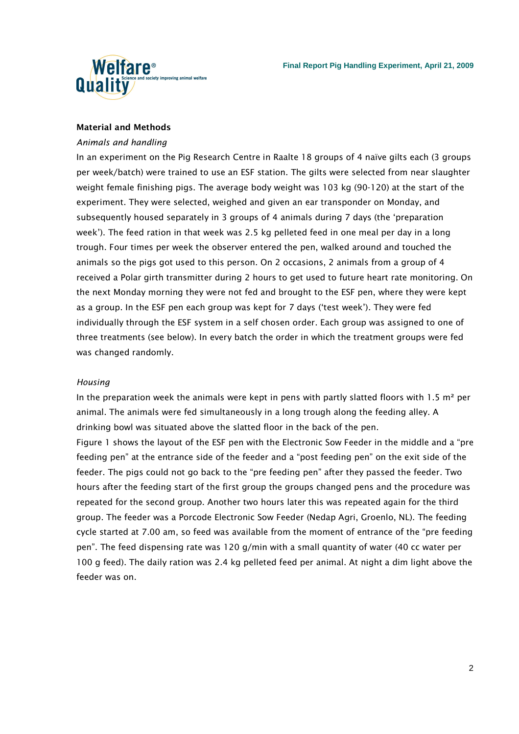## Material and Methods

*Animals and handling*

In an experiment on the Pig Research Centre in Raalte 18 groups of 4 naïve gilts each (3 groups per week/batch) were trained to use an ESF station. The gilts were selected from near slaughter weight female finishing pigs. The average body weight was 103 kg (90-120) at the start of the experiment. They were selected, weighed and given an ear transponder on Monday, and subsequently housed separately in 3 groups of 4 animals during 7 days (the 'preparation week'). The feed ration in that week was 2.5 kg pelleted feed in one meal per day in a long trough. Four times per week the observer entered the pen, walked around and touched the animals so the pigs got used to this person. On 2 occasions, 2 animals from a group of 4 received a Polar girth transmitter during 2 hours to get used to future heart rate monitoring. On the next Monday morning they were not fed and brought to the ESF pen, where they were kept as a group. In the ESF pen each group was kept for 7 days ('test week'). They were fed individually through the ESF system in a self chosen order. Each group was assigned to one of three treatments (see below). In every batch the order in which the treatment groups were fed was changed randomly.

*Housing*

In the preparation week the animals were kept in pens with partly slatted floors with 1.5 m² per animal. The animals were fed simultaneously in a long trough along the feeding alley. A drinking bowl was situated above the slatted floor in the back of the pen.

Figure 1 shows the layout of the ESF pen with the Electronic Sow Feeder in the middle and a "pre feeding pen" at the entrance side of the feeder and a "post feeding pen" on the exit side of the feeder. The pigs could not go back to the "pre feeding pen" after they passed the feeder. Two hours after the feeding start of the first group the groups changed pens and the procedure was repeated for the second group. Another two hours later this was repeated again for the third group. The feeder was a Porcode Electronic Sow Feeder (Nedap Agri, Groenlo, NL). The feeding cycle started at 7.00 am, so feed was available from the moment of entrance of the "pre feeding pen". The feed dispensing rate was 120 g/min with a small quantity of water (40 cc water per 100 g feed). The daily ration was 2.4 kg pelleted feed per animal. At night a dim light above the feeder was on.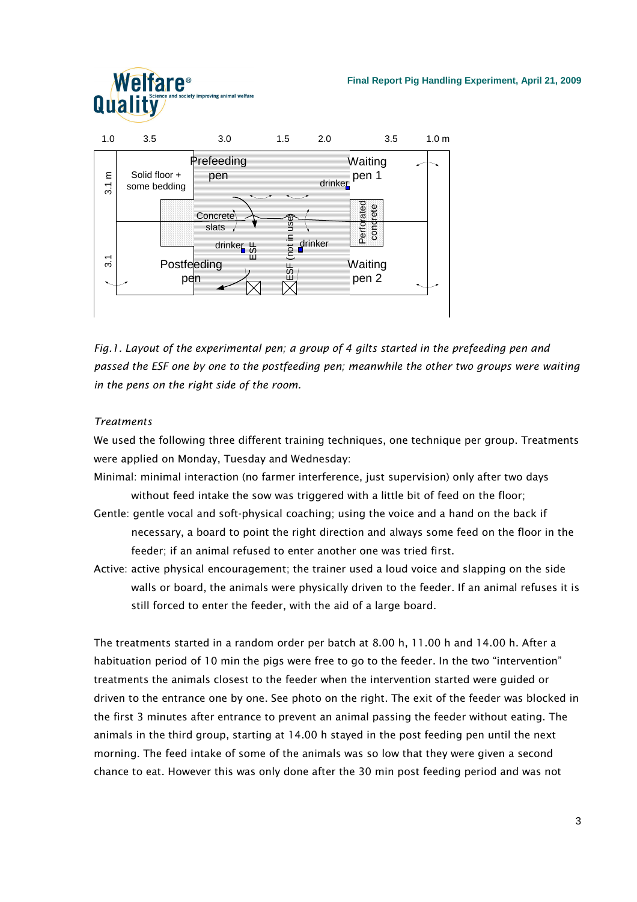1.0 3.5 3.0 1.5 2.0 3.5 1.0 m

3.1 m | Solid floor + some bedding | Prefeeding pen | drinker | Waiting pen 1

Concrete slats | ESF | ESF (not in use) | Perforated concrete

3.1 | Postfeeding pen | drinker | drinker | Waiting pen 2

*Fig.1. Layout of the experimental pen; a group of 4 gilts started in the prefeeding pen and passed the ESF one by one to the postfeeding pen; meanwhile the other two groups were waiting in the pens on the right side of the room.*

*Treatments*

We used the following three different training techniques, one technique per group. Treatments were applied on Monday, Tuesday and Wednesday:

Minimal: minimal interaction (no farmer interference, just supervision) only after two days without feed intake the sow was triggered with a little bit of feed on the floor;

Gentle: gentle vocal and soft-physical coaching; using the voice and a hand on the back if necessary, a board to point the right direction and always some feed on the floor in the feeder; if an animal refused to enter another one was tried first.

Active: active physical encouragement; the trainer used a loud voice and slapping on the side walls or board, the animals were physically driven to the feeder. If an animal refuses it is still forced to enter the feeder, with the aid of a large board.

The treatments started in a random order per batch at 8.00 h, 11.00 h and 14.00 h. After a habituation period of 10 min the pigs were free to go to the feeder. In the two "intervention" treatments the animals closest to the feeder when the intervention started were guided or driven to the entrance one by one. See photo on the right. The exit of the feeder was blocked in the first 3 minutes after entrance to prevent an animal passing the feeder without eating. The animals in the third group, starting at 14.00 h stayed in the post feeding pen until the next morning. The feed intake of some of the animals was so low that they were given a second chance to eat. However this was only done after the 30 min post feeding period and was not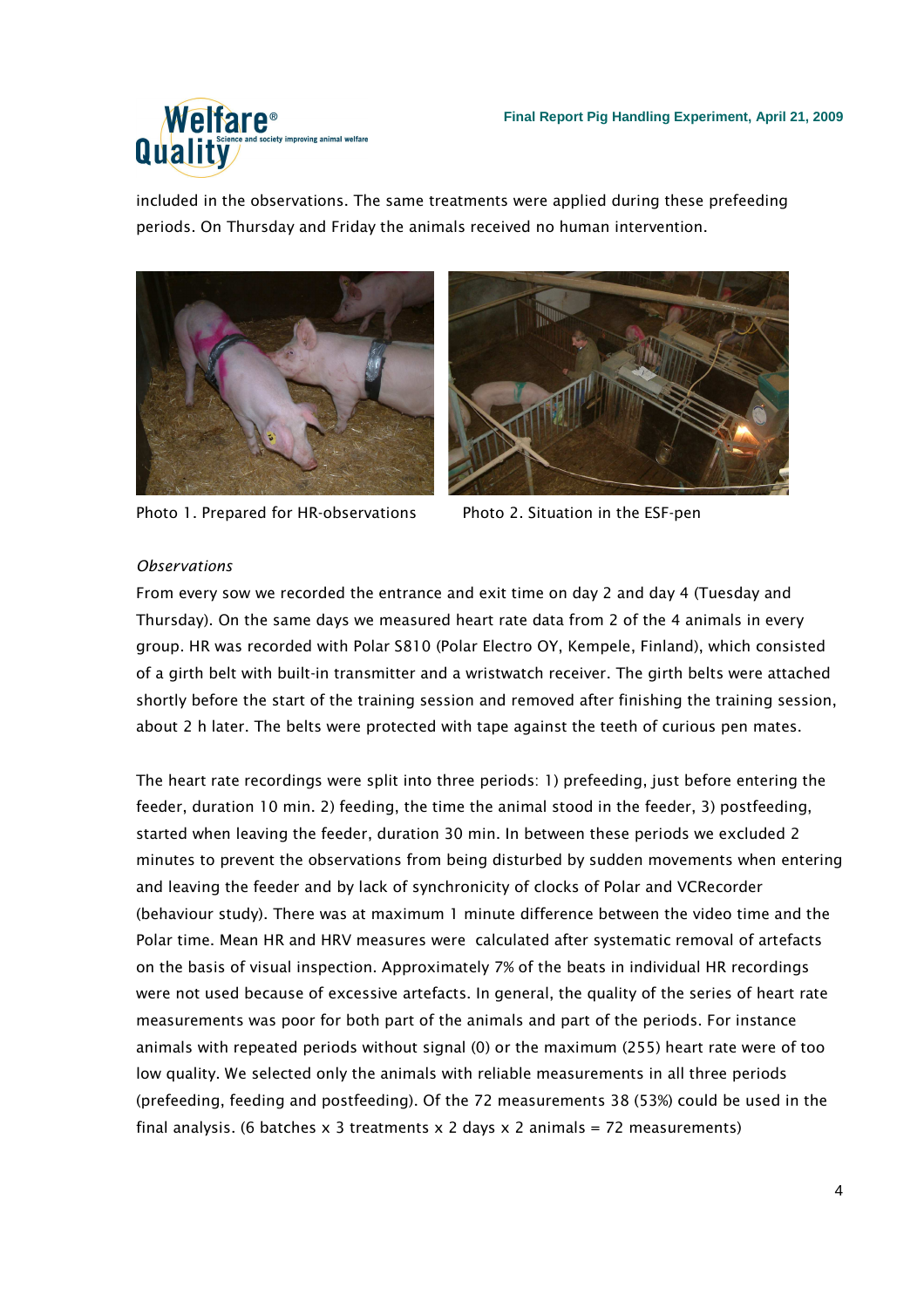included in the observations. The same treatments were applied during these prefeeding periods. On Thursday and Friday the animals received no human intervention.

Photo 1. Prepared for HR-observations

Photo 2. Situation in the ESF-pen

*Observations*

From every sow we recorded the entrance and exit time on day 2 and day 4 (Tuesday and Thursday). On the same days we measured heart rate data from 2 of the 4 animals in every group. HR was recorded with Polar S810 (Polar Electro OY, Kempele, Finland), which consisted of a girth belt with built-in transmitter and a wristwatch receiver. The girth belts were attached shortly before the start of the training session and removed after finishing the training session, about 2 h later. The belts were protected with tape against the teeth of curious pen mates.

The heart rate recordings were split into three periods: 1) prefeeding, just before entering the feeder, duration 10 min. 2) feeding, the time the animal stood in the feeder, 3) postfeeding, started when leaving the feeder, duration 30 min. In between these periods we excluded 2 minutes to prevent the observations from being disturbed by sudden movements when entering and leaving the feeder and by lack of synchronicity of clocks of Polar and VCRecorder (behaviour study). There was at maximum 1 minute difference between the video time and the Polar time. Mean HR and HRV measures were calculated after systematic removal of artefacts on the basis of visual inspection. Approximately 7% of the beats in individual HR recordings were not used because of excessive artefacts. In general, the quality of the series of heart rate measurements was poor for both part of the animals and part of the periods. For instance animals with repeated periods without signal (0) or the maximum (255) heart rate were of too low quality. We selected only the animals with reliable measurements in all three periods (prefeeding, feeding and postfeeding). Of the 72 measurements 38 (53%) could be used in the final analysis. (6 batches x 3 treatments x 2 days x 2 animals = 72 measurements)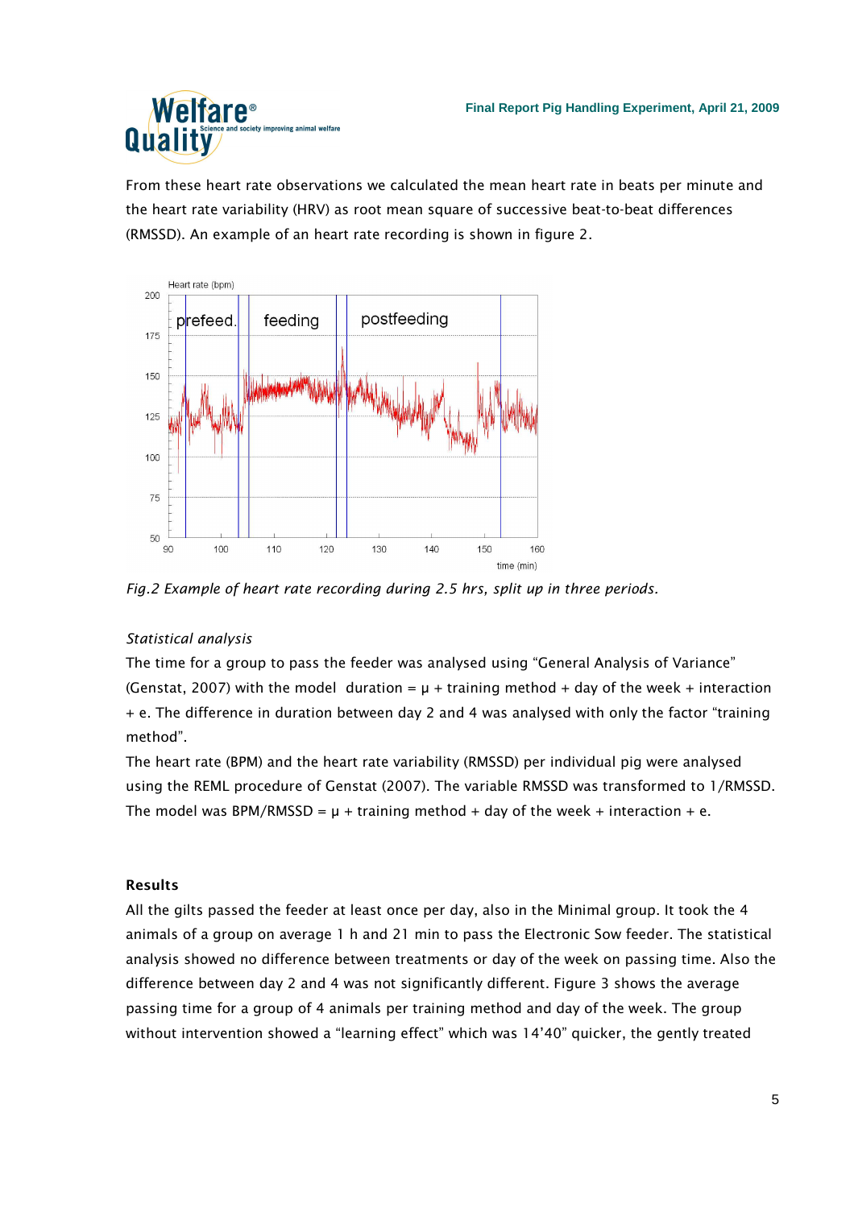From these heart rate observations we calculated the mean heart rate in beats per minute and the heart rate variability (HRV) as root mean square of successive beat-to-beat differences (RMSSD). An example of an heart rate recording is shown in figure 2.

*Fig.2 Example of heart rate recording during 2.5 hrs, split up in three periods.*

*Statistical analysis*

The time for a group to pass the feeder was analysed using "General Analysis of Variance" (Genstat, 2007) with the model duration = $\mu$ + training method + day of the week + interaction + e. The difference in duration between day 2 and 4 was analysed with only the factor "training method".

The heart rate (BPM) and the heart rate variability (RMSSD) per individual pig were analysed using the REML procedure of Genstat (2007). The variable RMSSD was transformed to 1/RMSSD. The model was BPM/RMSSD = $\mu$ + training method + day of the week + interaction + e.

**Results**

All the gilts passed the feeder at least once per day, also in the Minimal group. It took the 4 animals of a group on average 1 h and 21 min to pass the Electronic Sow feeder. The statistical analysis showed no difference between treatments or day of the week on passing time. Also the difference between day 2 and 4 was not significantly different. Figure 3 shows the average passing time for a group of 4 animals per training method and day of the week. The group without intervention showed a "learning effect" which was 14'40" quicker, the gently treated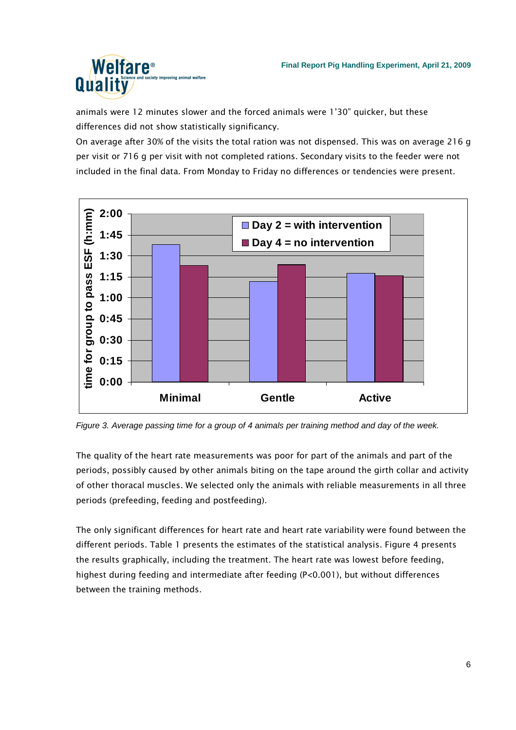animals were 12 minutes slower and the forced animals were 1'30" quicker, but these differences did not show statistically significancy.

On average after 30% of the visits the total ration was not dispensed. This was on average 216 g per visit or 716 g per visit with not completed rations. Secondary visits to the feeder were not included in the final data. From Monday to Friday no differences or tendencies were present.

*Figure 3. Average passing time for a group of 4 animals per training method and day of the week.*

The quality of the heart rate measurements was poor for part of the animals and part of the periods, possibly caused by other animals biting on the tape around the girth collar and activity of other thoracal muscles. We selected only the animals with reliable measurements in all three periods (prefeeding, feeding and postfeeding).

The only significant differences for heart rate and heart rate variability were found between the different periods. Table 1 presents the estimates of the statistical analysis. Figure 4 presents the results graphically, including the treatment. The heart rate was lowest before feeding, highest during feeding and intermediate after feeding ($P<0.001$), but without differences between the training methods.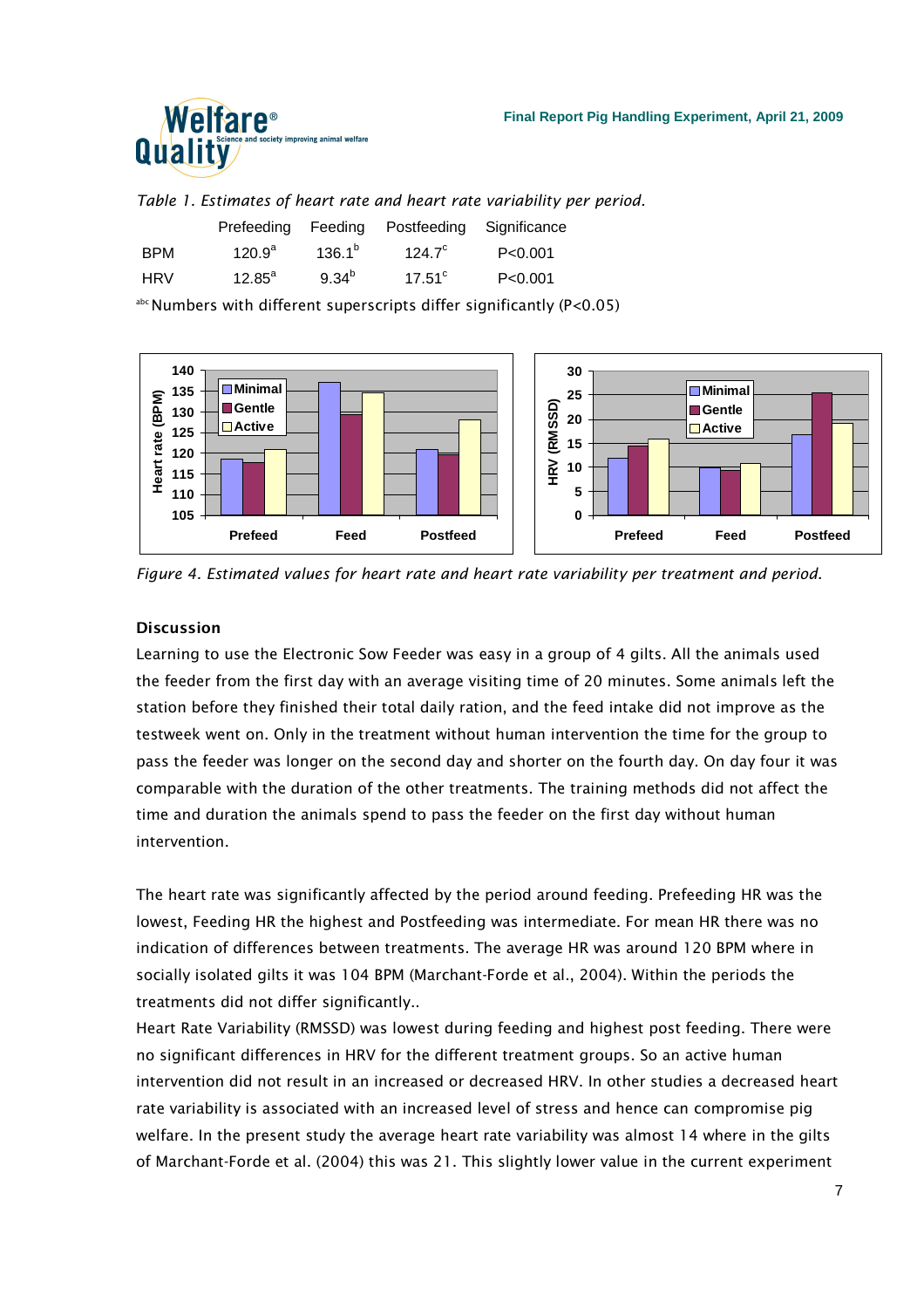*Table 1. Estimates of heart rate and heart rate variability per period.*

| | Prefeeding | Feeding | Postfeeding | Significance |
|---|---|---|---|---|
| BPM | 120.9[a] | 136.1[b] | 124.7[c] | P<0.001 |
| HRV | 12.85[a] | 9.34[b] | 17.51[c] | P<0.001 |

[abc] Numbers with different superscripts differ significantly (P<0.05)

*Figure 4. Estimated values for heart rate and heart rate variability per treatment and period.*

**Discussion**

Learning to use the Electronic Sow Feeder was easy in a group of 4 gilts. All the animals used the feeder from the first day with an average visiting time of 20 minutes. Some animals left the station before they finished their total daily ration, and the feed intake did not improve as the testweek went on. Only in the treatment without human intervention the time for the group to pass the feeder was longer on the second day and shorter on the fourth day. On day four it was comparable with the duration of the other treatments. The training methods did not affect the time and duration the animals spend to pass the feeder on the first day without human intervention.

The heart rate was significantly affected by the period around feeding. Prefeeding HR was the lowest, Feeding HR the highest and Postfeeding was intermediate. For mean HR there was no indication of differences between treatments. The average HR was around 120 BPM where in socially isolated gilts it was 104 BPM (Marchant-Forde et al., 2004). Within the periods the treatments did not differ significantly..

Heart Rate Variability (RMSSD) was lowest during feeding and highest post feeding. There were no significant differences in HRV for the different treatment groups. So an active human intervention did not result in an increased or decreased HRV. In other studies a decreased heart rate variability is associated with an increased level of stress and hence can compromise pig welfare. In the present study the average heart rate variability was almost 14 where in the gilts of Marchant-Forde et al. (2004) this was 21. This slightly lower value in the current experiment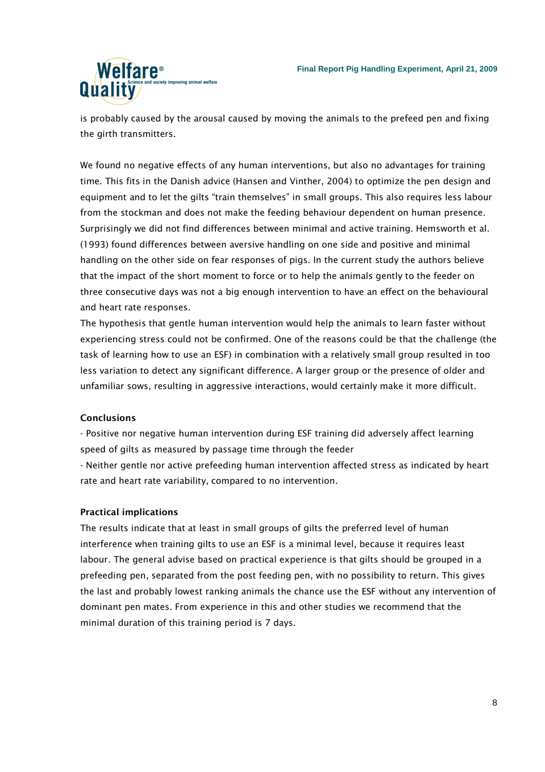is probably caused by the arousal caused by moving the animals to the prefeed pen and fixing the girth transmitters.

We found no negative effects of any human interventions, but also no advantages for training time. This fits in the Danish advice (Hansen and Vinther, 2004) to optimize the pen design and equipment and to let the gilts "train themselves" in small groups. This also requires less labour from the stockman and does not make the feeding behaviour dependent on human presence. Surprisingly we did not find differences between minimal and active training. Hemsworth et al. (1993) found differences between aversive handling on one side and positive and minimal handling on the other side on fear responses of pigs. In the current study the authors believe that the impact of the short moment to force or to help the animals gently to the feeder on three consecutive days was not a big enough intervention to have an effect on the behavioural and heart rate responses.
The hypothesis that gentle human intervention would help the animals to learn faster without experiencing stress could not be confirmed. One of the reasons could be that the challenge (the task of learning how to use an ESF) in combination with a relatively small group resulted in too less variation to detect any significant difference. A larger group or the presence of older and unfamiliar sows, resulting in aggressive interactions, would certainly make it more difficult.

**Conclusions**

- Positive nor negative human intervention during ESF training did adversely affect learning speed of gilts as measured by passage time through the feeder
- Neither gentle nor active prefeeding human intervention affected stress as indicated by heart rate and heart rate variability, compared to no intervention.

**Practical implications**

The results indicate that at least in small groups of gilts the preferred level of human interference when training gilts to use an ESF is a minimal level, because it requires least labour. The general advise based on practical experience is that gilts should be grouped in a prefeeding pen, separated from the post feeding pen, with no possibility to return. This gives the last and probably lowest ranking animals the chance use the ESF without any intervention of dominant pen mates. From experience in this and other studies we recommend that the minimal duration of this training period is 7 days.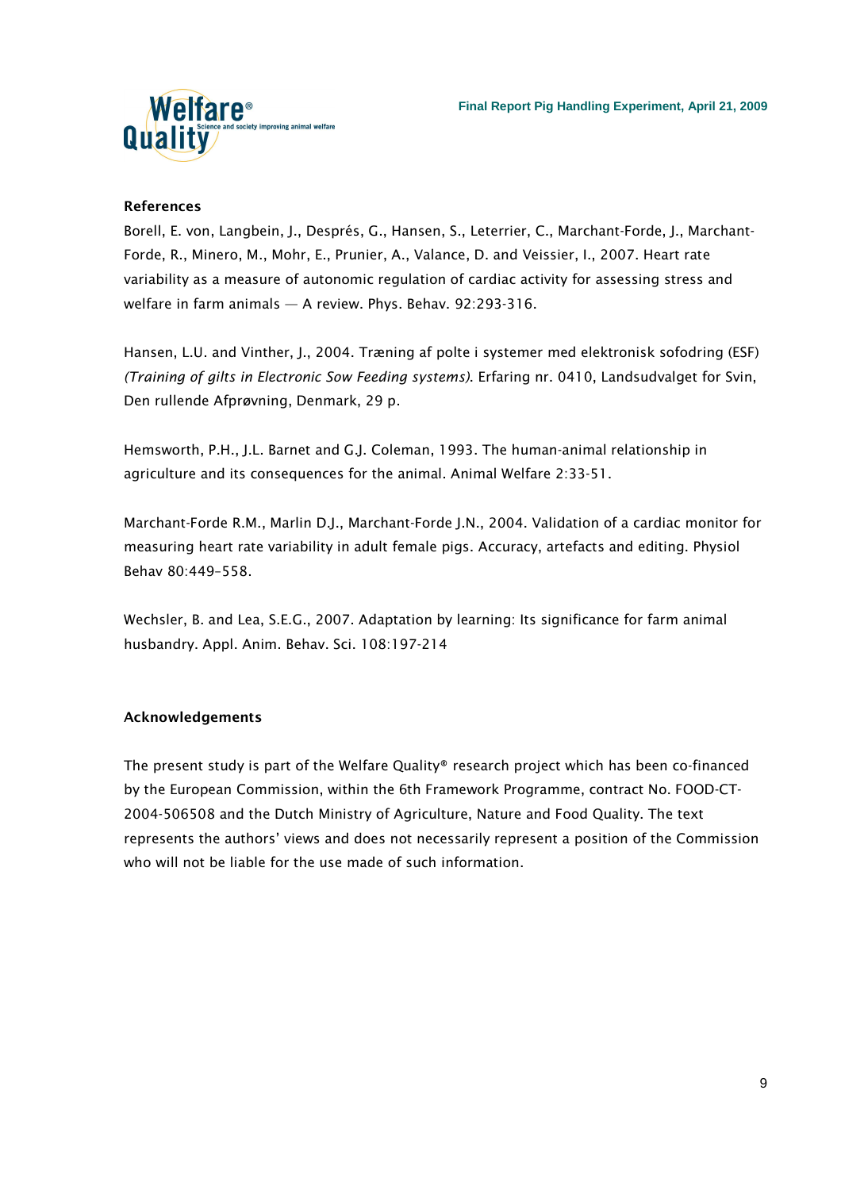## References

Borell, E. von, Langbein, J., Després, G., Hansen, S., Leterrier, C., Marchant-Forde, J., Marchant-Forde, R., Minero, M., Mohr, E., Prunier, A., Valance, D. and Veissier, I., 2007. Heart rate variability as a measure of autonomic regulation of cardiac activity for assessing stress and welfare in farm animals — A review. Phys. Behav. 92:293-316.

Hansen, L.U. and Vinther, J., 2004. Træning af polte i systemer med elektronisk sofodring (ESF) *(Training of gilts in Electronic Sow Feeding systems)*. Erfaring nr. 0410, Landsudvalget for Svin, Den rullende Afprøvning, Denmark, 29 p.

Hemsworth, P.H., J.L. Barnet and G.J. Coleman, 1993. The human-animal relationship in agriculture and its consequences for the animal. Animal Welfare 2:33-51.

Marchant-Forde R.M., Marlin D.J., Marchant-Forde J.N., 2004. Validation of a cardiac monitor for measuring heart rate variability in adult female pigs. Accuracy, artefacts and editing. Physiol Behav 80:449–558.

Wechsler, B. and Lea, S.E.G., 2007. Adaptation by learning: Its significance for farm animal husbandry. Appl. Anim. Behav. Sci. 108:197-214

## Acknowledgements

The present study is part of the Welfare Quality® research project which has been co-financed by the European Commission, within the 6th Framework Programme, contract No. FOOD-CT-2004-506508 and the Dutch Ministry of Agriculture, Nature and Food Quality. The text represents the authors' views and does not necessarily represent a position of the Commission who will not be liable for the use made of such information.